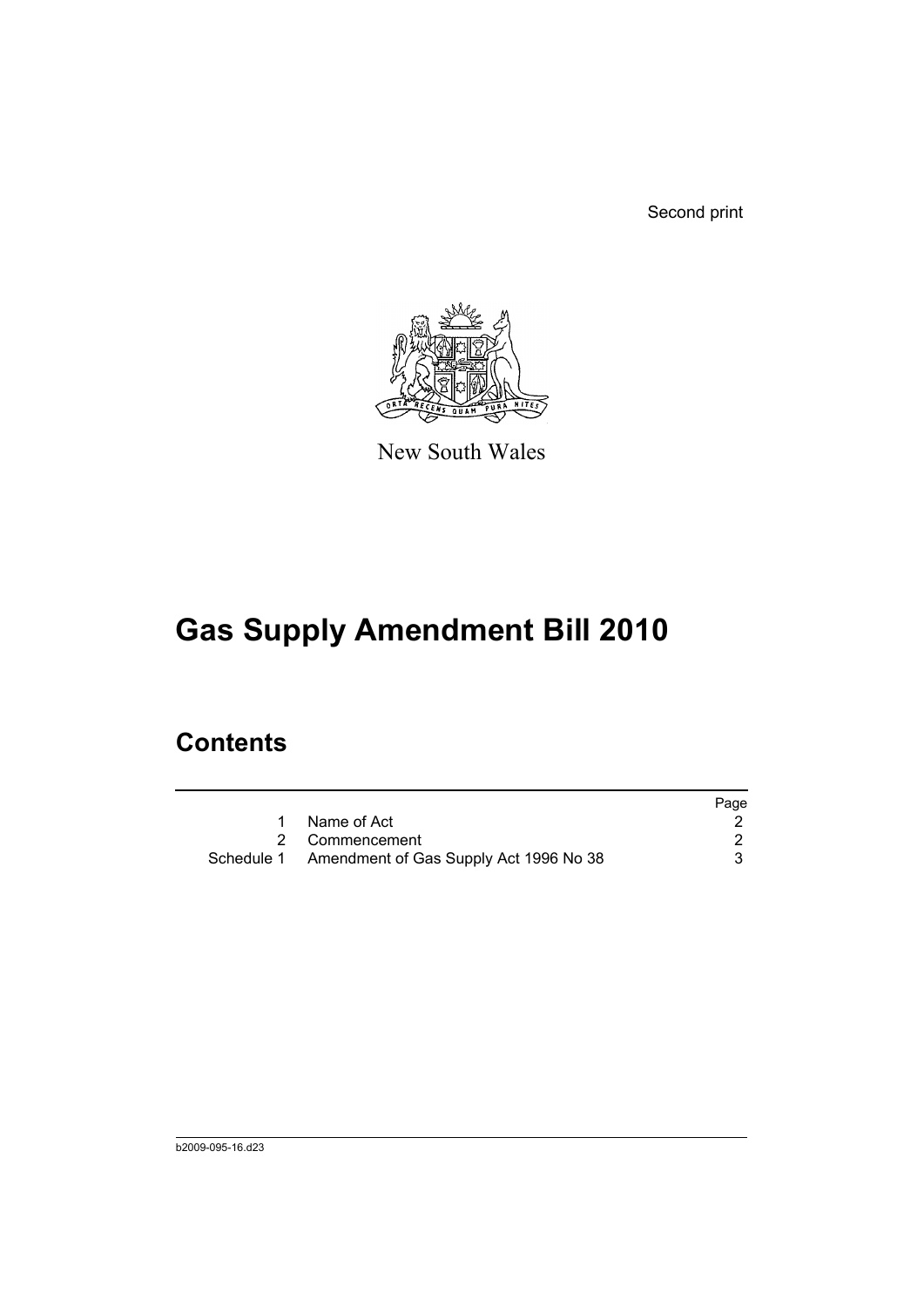Second print

New South Wales

# Gas Supply Amendment Bill 2010

## Contents

| | | Page |
|---|---|---|
| 1 | Name of Act | 2 |
| 2 | Commencement | 2 |
| Schedule 1 | Amendment of Gas Supply Act 1996 No 38 | 3 |

b2009-095-16.d23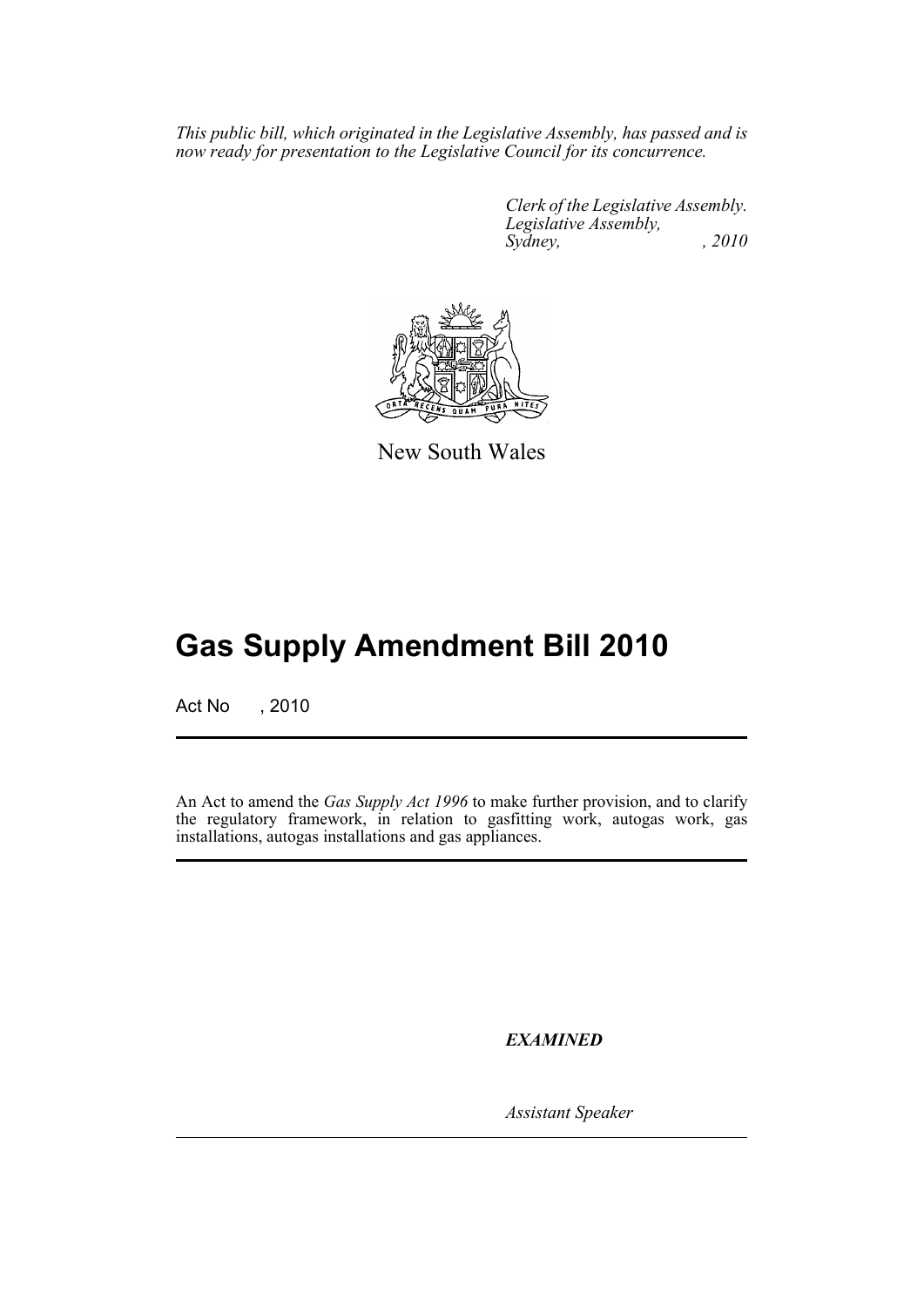*This public bill, which originated in the Legislative Assembly, has passed and is now ready for presentation to the Legislative Council for its concurrence.*

*Clerk of the Legislative Assembly.*
*Legislative Assembly,*
*Sydney, , 2010*

New South Wales

# Gas Supply Amendment Bill 2010

Act No , 2010

An Act to amend the *Gas Supply Act 1996* to make further provision, and to clarify the regulatory framework, in relation to gasfitting work, autogas work, gas installations, autogas installations and gas appliances.

***EXAMINED***

*Assistant Speaker*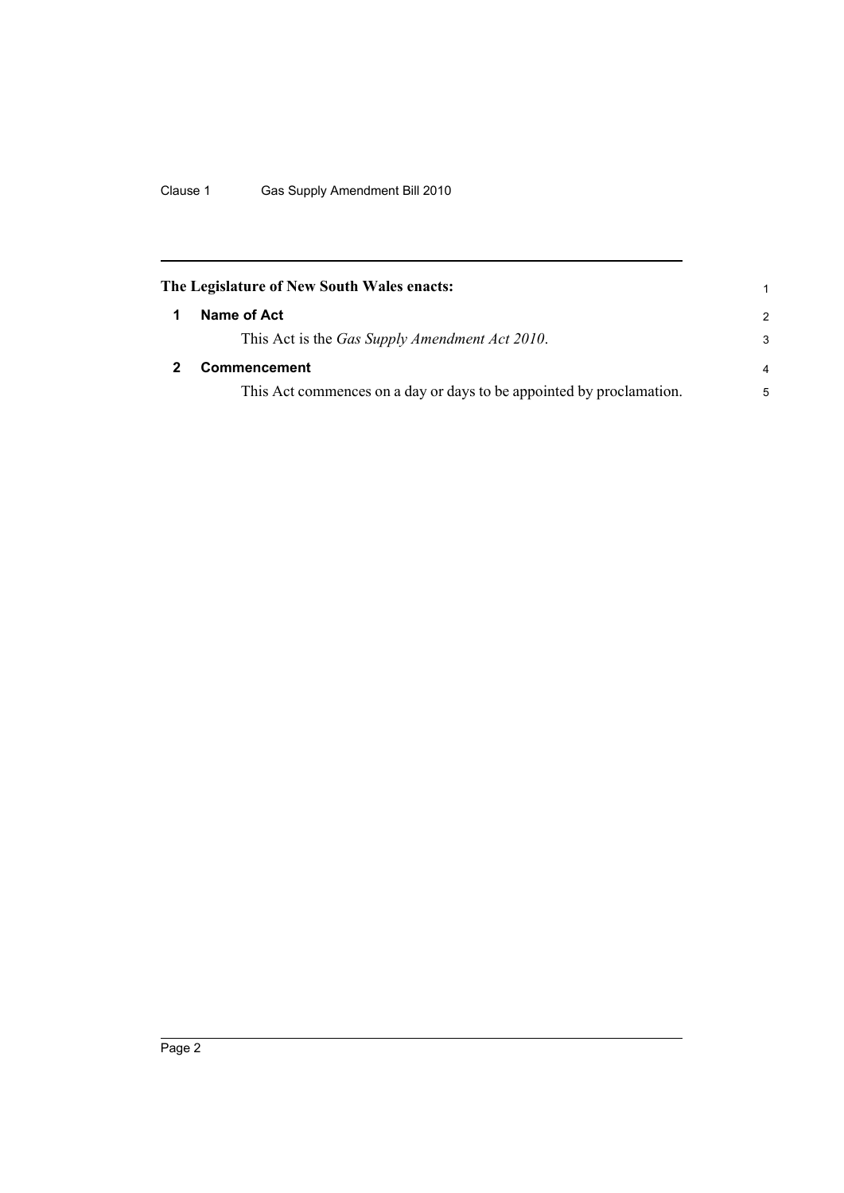**The Legislature of New South Wales enacts:**

## 1 Name of Act

This Act is the *Gas Supply Amendment Act 2010*.

## 2 Commencement

This Act commences on a day or days to be appointed by proclamation.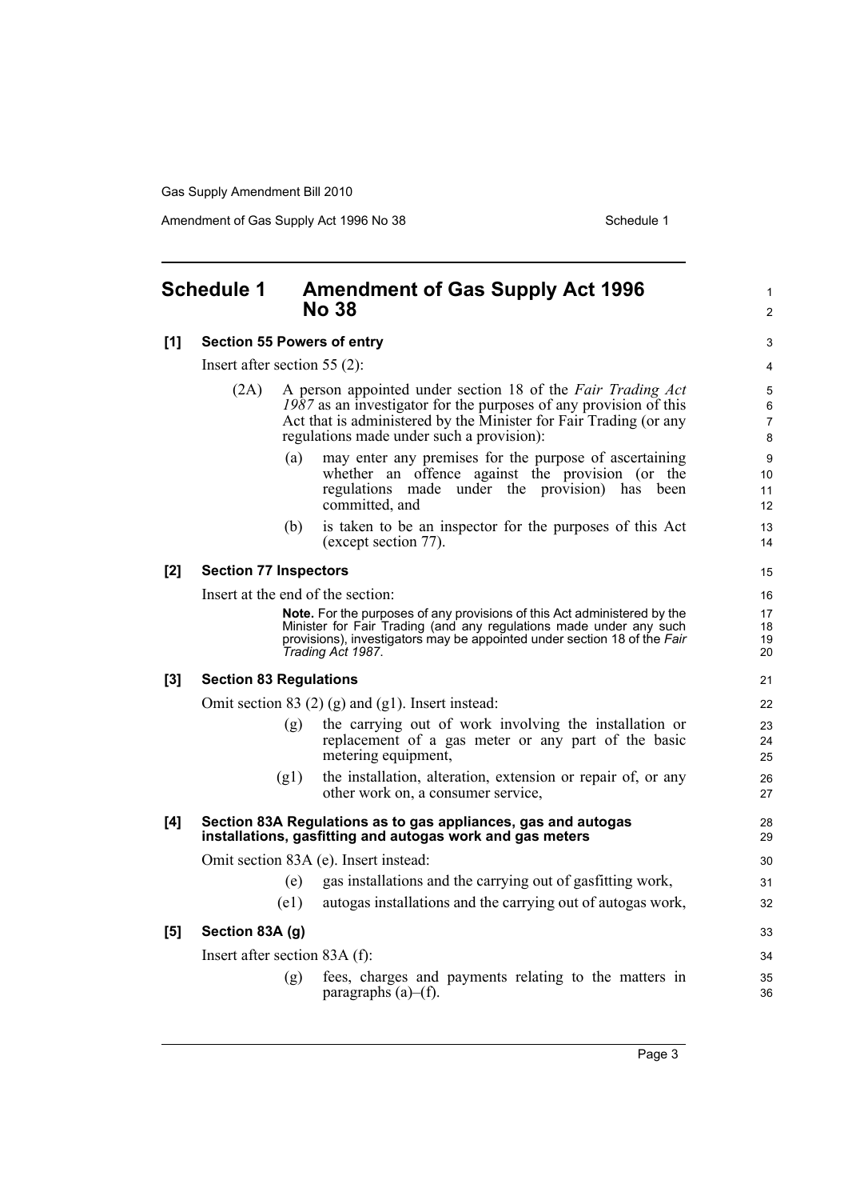## Schedule 1 Amendment of Gas Supply Act 1996 No 38

**[1] Section 55 Powers of entry**

Insert after section 55 (2):

(2A) A person appointed under section 18 of the *Fair Trading Act 1987* as an investigator for the purposes of any provision of this Act that is administered by the Minister for Fair Trading (or any regulations made under such a provision):

(a) may enter any premises for the purpose of ascertaining whether an offence against the provision (or the regulations made under the provision) has been committed, and

(b) is taken to be an inspector for the purposes of this Act (except section 77).

**[2] Section 77 Inspectors**

Insert at the end of the section:

**Note.** For the purposes of any provisions of this Act administered by the Minister for Fair Trading (and any regulations made under any such provisions), investigators may be appointed under section 18 of the *Fair Trading Act 1987*.

**[3] Section 83 Regulations**

Omit section 83 (2) (g) and (g1). Insert instead:

(g) the carrying out of work involving the installation or replacement of a gas meter or any part of the basic metering equipment,

(g1) the installation, alteration, extension or repair of, or any other work on, a consumer service,

**[4] Section 83A Regulations as to gas appliances, gas and autogas installations, gasfitting and autogas work and gas meters**

Omit section 83A (e). Insert instead:

(e) gas installations and the carrying out of gasfitting work,

(e1) autogas installations and the carrying out of autogas work,

**[5] Section 83A (g)**

Insert after section 83A (f):

(g) fees, charges and payments relating to the matters in paragraphs (a)–(f).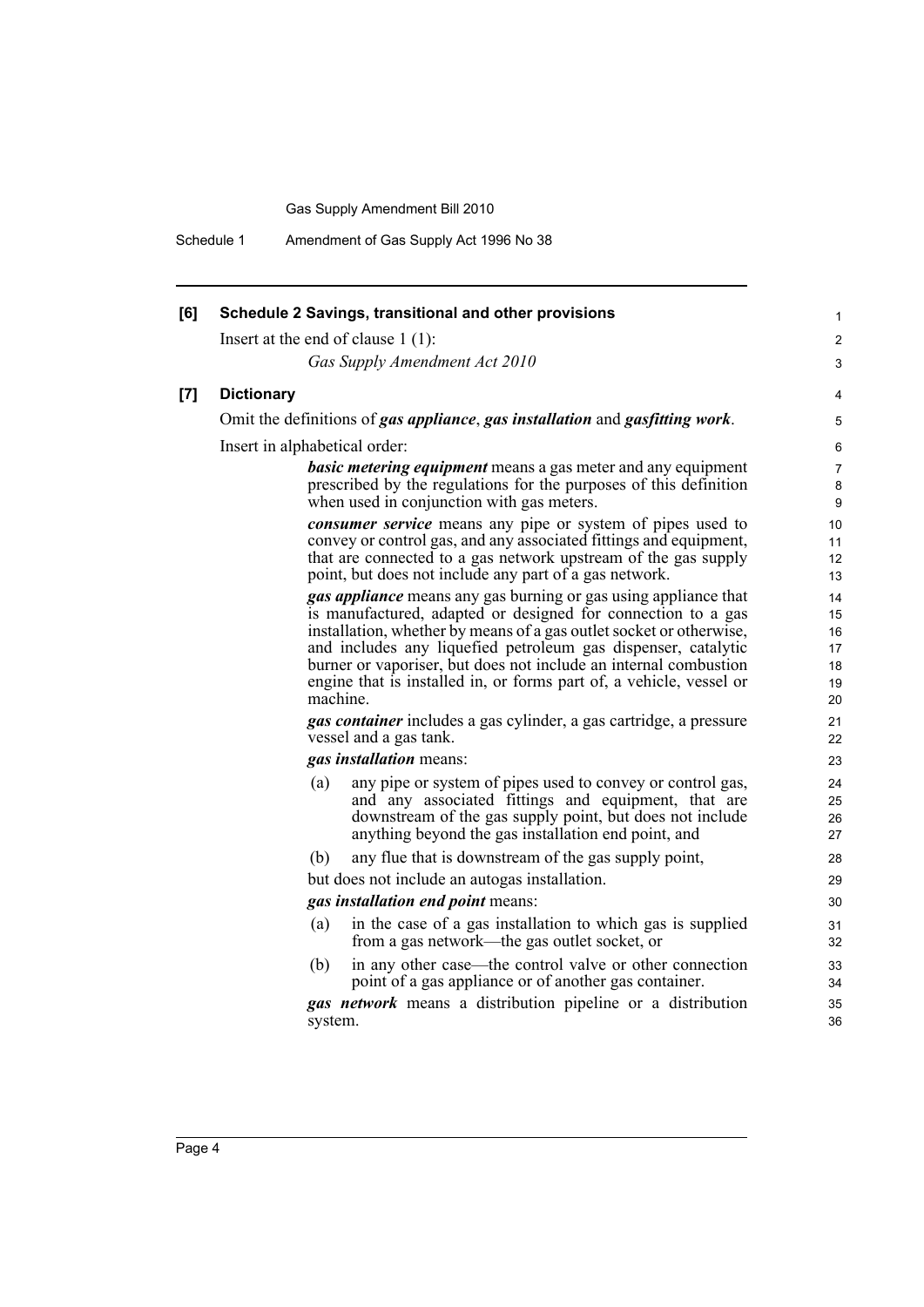**[6] Schedule 2 Savings, transitional and other provisions**

Insert at the end of clause 1 (1):

*Gas Supply Amendment Act 2010*

**[7] Dictionary**

Omit the definitions of ***gas appliance***, ***gas installation*** and ***gasfitting work***.

Insert in alphabetical order:

***basic metering equipment*** means a gas meter and any equipment prescribed by the regulations for the purposes of this definition when used in conjunction with gas meters.

***consumer service*** means any pipe or system of pipes used to convey or control gas, and any associated fittings and equipment, that are connected to a gas network upstream of the gas supply point, but does not include any part of a gas network.

***gas appliance*** means any gas burning or gas using appliance that is manufactured, adapted or designed for connection to a gas installation, whether by means of a gas outlet socket or otherwise, and includes any liquefied petroleum gas dispenser, catalytic burner or vaporiser, but does not include an internal combustion engine that is installed in, or forms part of, a vehicle, vessel or machine.

***gas container*** includes a gas cylinder, a gas cartridge, a pressure vessel and a gas tank.

***gas installation*** means:

(a) any pipe or system of pipes used to convey or control gas, and any associated fittings and equipment, that are downstream of the gas supply point, but does not include anything beyond the gas installation end point, and

(b) any flue that is downstream of the gas supply point,

but does not include an autogas installation.

***gas installation end point*** means:

(a) in the case of a gas installation to which gas is supplied from a gas network—the gas outlet socket, or

(b) in any other case—the control valve or other connection point of a gas appliance or of another gas container.

***gas network*** means a distribution pipeline or a distribution system.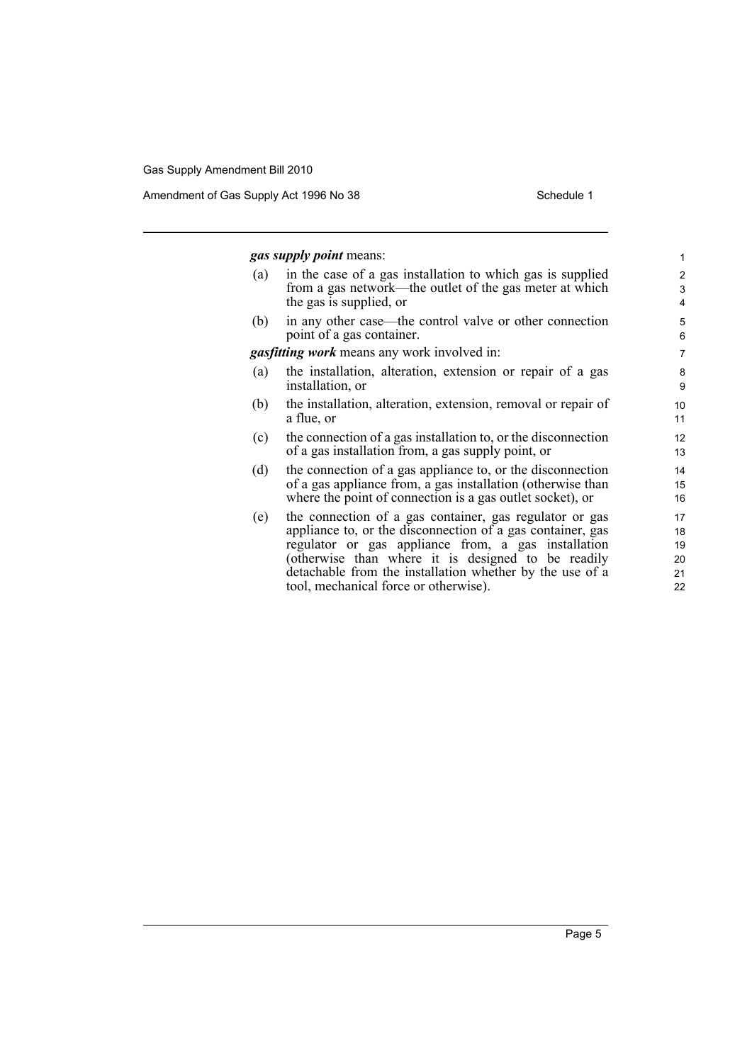***gas supply point*** means:

(a) in the case of a gas installation to which gas is supplied from a gas network—the outlet of the gas meter at which the gas is supplied, or

(b) in any other case—the control valve or other connection point of a gas container.

***gasfitting work*** means any work involved in:

(a) the installation, alteration, extension or repair of a gas installation, or

(b) the installation, alteration, extension, removal or repair of a flue, or

(c) the connection of a gas installation to, or the disconnection of a gas installation from, a gas supply point, or

(d) the connection of a gas appliance to, or the disconnection of a gas appliance from, a gas installation (otherwise than where the point of connection is a gas outlet socket), or

(e) the connection of a gas container, gas regulator or gas appliance to, or the disconnection of a gas container, gas regulator or gas appliance from, a gas installation (otherwise than where it is designed to be readily detachable from the installation whether by the use of a tool, mechanical force or otherwise).